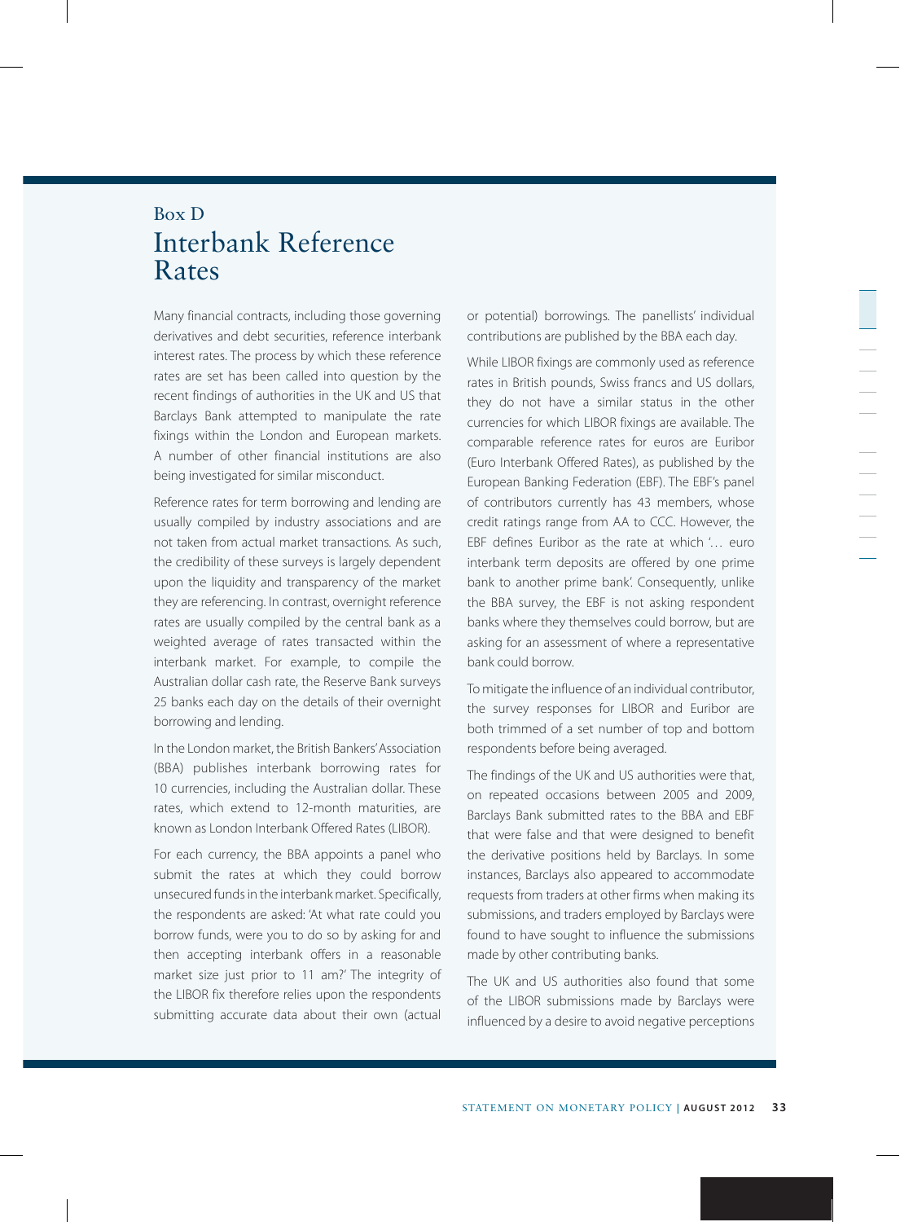Box D

# Interbank Reference Rates

Many financial contracts, including those governing derivatives and debt securities, reference interbank interest rates. The process by which these reference rates are set has been called into question by the recent findings of authorities in the UK and US that Barclays Bank attempted to manipulate the rate fixings within the London and European markets. A number of other financial institutions are also being investigated for similar misconduct.

Reference rates for term borrowing and lending are usually compiled by industry associations and are not taken from actual market transactions. As such, the credibility of these surveys is largely dependent upon the liquidity and transparency of the market they are referencing. In contrast, overnight reference rates are usually compiled by the central bank as a weighted average of rates transacted within the interbank market. For example, to compile the Australian dollar cash rate, the Reserve Bank surveys 25 banks each day on the details of their overnight borrowing and lending.

In the London market, the British Bankers' Association (BBA) publishes interbank borrowing rates for 10 currencies, including the Australian dollar. These rates, which extend to 12-month maturities, are known as London Interbank Offered Rates (LIBOR).

For each currency, the BBA appoints a panel who submit the rates at which they could borrow unsecured funds in the interbank market. Specifically, the respondents are asked: 'At what rate could you borrow funds, were you to do so by asking for and then accepting interbank offers in a reasonable market size just prior to 11 am?' The integrity of the LIBOR fix therefore relies upon the respondents submitting accurate data about their own (actual or potential) borrowings. The panellists' individual contributions are published by the BBA each day.

While LIBOR fixings are commonly used as reference rates in British pounds, Swiss francs and US dollars, they do not have a similar status in the other currencies for which LIBOR fixings are available. The comparable reference rates for euros are Euribor (Euro Interbank Offered Rates), as published by the European Banking Federation (EBF). The EBF's panel of contributors currently has 43 members, whose credit ratings range from AA to CCC. However, the EBF defines Euribor as the rate at which '… euro interbank term deposits are offered by one prime bank to another prime bank'. Consequently, unlike the BBA survey, the EBF is not asking respondent banks where they themselves could borrow, but are asking for an assessment of where a representative bank could borrow.

To mitigate the influence of an individual contributor, the survey responses for LIBOR and Euribor are both trimmed of a set number of top and bottom respondents before being averaged.

The findings of the UK and US authorities were that, on repeated occasions between 2005 and 2009, Barclays Bank submitted rates to the BBA and EBF that were false and that were designed to benefit the derivative positions held by Barclays. In some instances, Barclays also appeared to accommodate requests from traders at other firms when making its submissions, and traders employed by Barclays were found to have sought to influence the submissions made by other contributing banks.

The UK and US authorities also found that some of the LIBOR submissions made by Barclays were influenced by a desire to avoid negative perceptions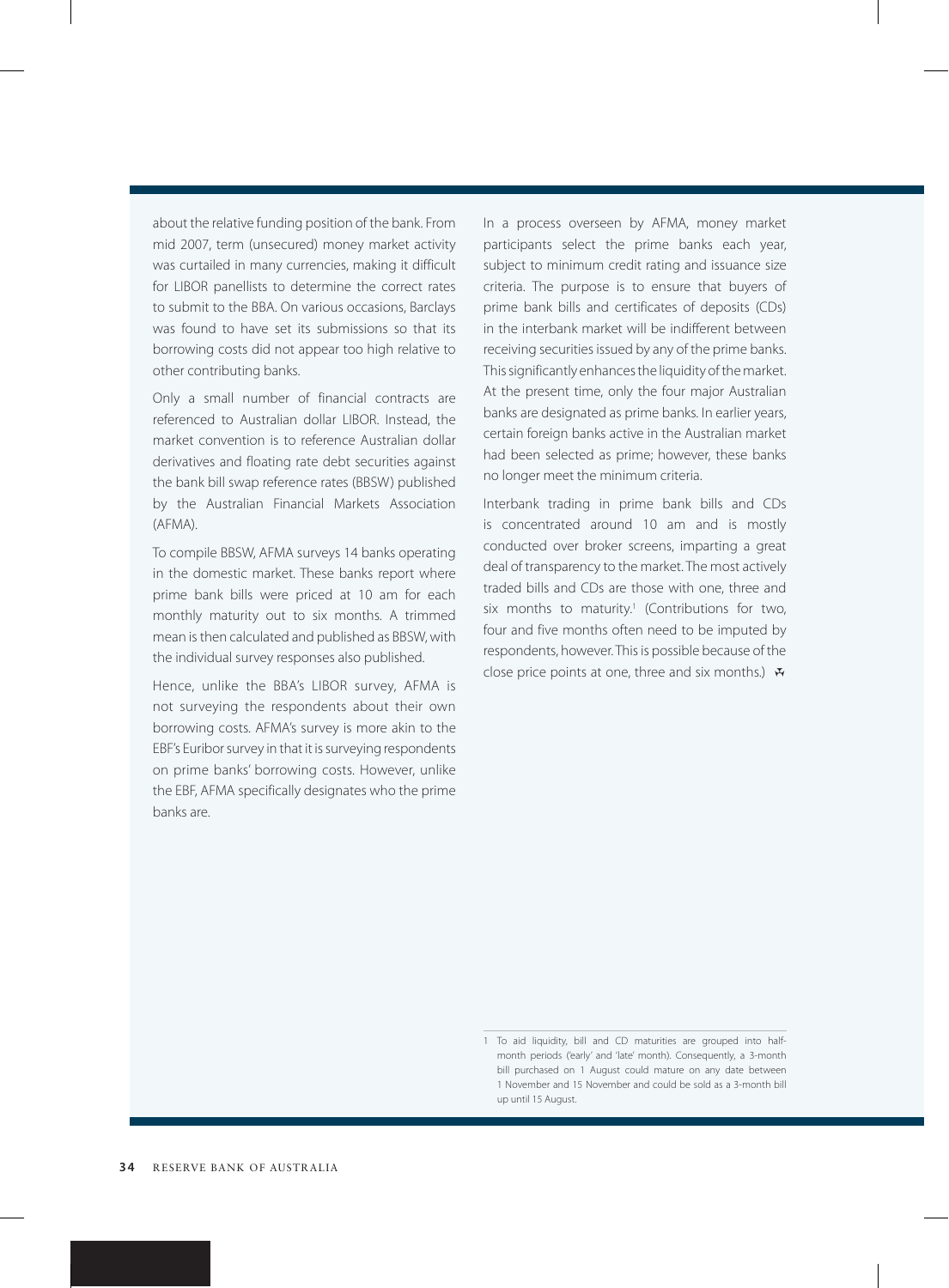about the relative funding position of the bank. From mid 2007, term (unsecured) money market activity was curtailed in many currencies, making it difficult for LIBOR panellists to determine the correct rates to submit to the BBA. On various occasions, Barclays was found to have set its submissions so that its borrowing costs did not appear too high relative to other contributing banks.

Only a small number of financial contracts are referenced to Australian dollar LIBOR. Instead, the market convention is to reference Australian dollar derivatives and floating rate debt securities against the bank bill swap reference rates (BBSW) published by the Australian Financial Markets Association (AFMA).

To compile BBSW, AFMA surveys 14 banks operating in the domestic market. These banks report where prime bank bills were priced at 10 am for each monthly maturity out to six months. A trimmed mean is then calculated and published as BBSW, with the individual survey responses also published.

Hence, unlike the BBA's LIBOR survey, AFMA is not surveying the respondents about their own borrowing costs. AFMA's survey is more akin to the EBF's Euribor survey in that it is surveying respondents on prime banks' borrowing costs. However, unlike the EBF, AFMA specifically designates who the prime banks are.

In a process overseen by AFMA, money market participants select the prime banks each year, subject to minimum credit rating and issuance size criteria. The purpose is to ensure that buyers of prime bank bills and certificates of deposits (CDs) in the interbank market will be indifferent between receiving securities issued by any of the prime banks. This significantly enhances the liquidity of the market. At the present time, only the four major Australian banks are designated as prime banks. In earlier years, certain foreign banks active in the Australian market had been selected as prime; however, these banks no longer meet the minimum criteria.

Interbank trading in prime bank bills and CDs is concentrated around 10 am and is mostly conducted over broker screens, imparting a great deal of transparency to the market. The most actively traded bills and CDs are those with one, three and six months to maturity.[1] (Contributions for two, four and five months often need to be imputed by respondents, however. This is possible because of the close price points at one, three and six months.)

[1] To aid liquidity, bill and CD maturities are grouped into half-month periods ('early' and 'late' month). Consequently, a 3-month bill purchased on 1 August could mature on any date between 1 November and 15 November and could be sold as a 3-month bill up until 15 August.